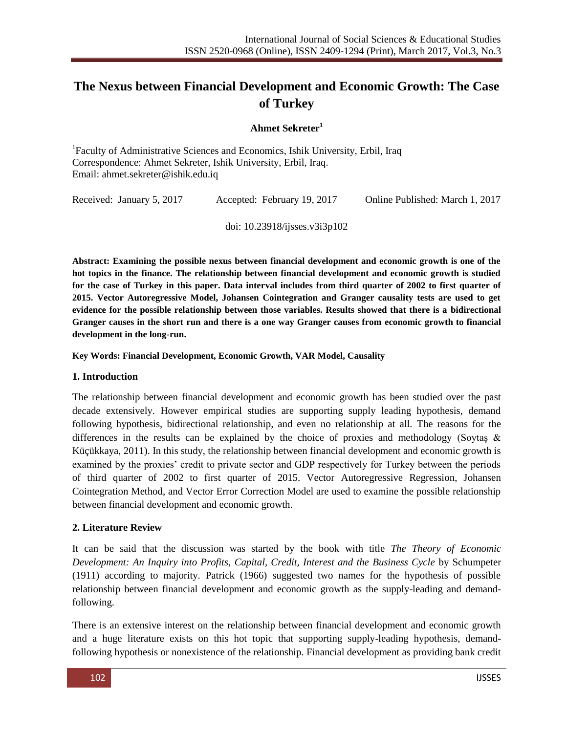# The Nexus between Financial Development and Economic Growth: The Case of Turkey

**Ahmet Sekreter**[1]

[1]Faculty of Administrative Sciences and Economics, Ishik University, Erbil, Iraq
Correspondence: Ahmet Sekreter, Ishik University, Erbil, Iraq.
Email: ahmet.sekreter@ishik.edu.iq

Received: January 5, 2017 Accepted: February 19, 2017 Online Published: March 1, 2017

doi: 10.23918/ijsses.v3i3p102

**Abstract: Examining the possible nexus between financial development and economic growth is one of the hot topics in the finance. The relationship between financial development and economic growth is studied for the case of Turkey in this paper. Data interval includes from third quarter of 2002 to first quarter of 2015. Vector Autoregressive Model, Johansen Cointegration and Granger causality tests are used to get evidence for the possible relationship between those variables. Results showed that there is a bidirectional Granger causes in the short run and there is a one way Granger causes from economic growth to financial development in the long-run.**

**Key Words: Financial Development, Economic Growth, VAR Model, Causality**

## 1. Introduction

The relationship between financial development and economic growth has been studied over the past decade extensively. However empirical studies are supporting supply leading hypothesis, demand following hypothesis, bidirectional relationship, and even no relationship at all. The reasons for the differences in the results can be explained by the choice of proxies and methodology (Soytaş & Küçükkaya, 2011). In this study, the relationship between financial development and economic growth is examined by the proxies' credit to private sector and GDP respectively for Turkey between the periods of third quarter of 2002 to first quarter of 2015. Vector Autoregressive Regression, Johansen Cointegration Method, and Vector Error Correction Model are used to examine the possible relationship between financial development and economic growth.

## 2. Literature Review

It can be said that the discussion was started by the book with title *The Theory of Economic Development: An Inquiry into Profits, Capital, Credit, Interest and the Business Cycle* by Schumpeter (1911) according to majority. Patrick (1966) suggested two names for the hypothesis of possible relationship between financial development and economic growth as the supply-leading and demand-following.

There is an extensive interest on the relationship between financial development and economic growth and a huge literature exists on this hot topic that supporting supply-leading hypothesis, demand-following hypothesis or nonexistence of the relationship. Financial development as providing bank credit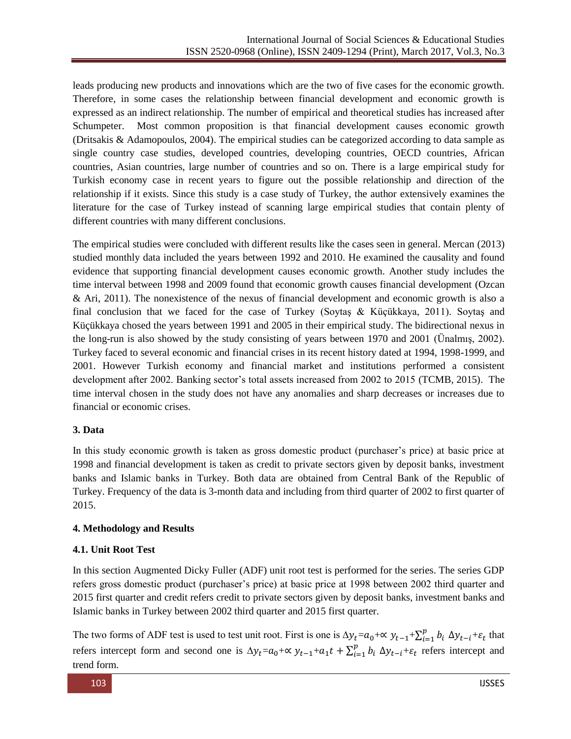leads producing new products and innovations which are the two of five cases for the economic growth. Therefore, in some cases the relationship between financial development and economic growth is expressed as an indirect relationship. The number of empirical and theoretical studies has increased after Schumpeter. Most common proposition is that financial development causes economic growth (Dritsakis & Adamopoulos, 2004). The empirical studies can be categorized according to data sample as single country case studies, developed countries, developing countries, OECD countries, African countries, Asian countries, large number of countries and so on. There is a large empirical study for Turkish economy case in recent years to figure out the possible relationship and direction of the relationship if it exists. Since this study is a case study of Turkey, the author extensively examines the literature for the case of Turkey instead of scanning large empirical studies that contain plenty of different countries with many different conclusions.

The empirical studies were concluded with different results like the cases seen in general. Mercan (2013) studied monthly data included the years between 1992 and 2010. He examined the causality and found evidence that supporting financial development causes economic growth. Another study includes the time interval between 1998 and 2009 found that economic growth causes financial development (Ozcan & Ari, 2011). The nonexistence of the nexus of financial development and economic growth is also a final conclusion that we faced for the case of Turkey (Soytaş & Küçükkaya, 2011). Soytaş and Küçükkaya chosed the years between 1991 and 2005 in their empirical study. The bidirectional nexus in the long-run is also showed by the study consisting of years between 1970 and 2001 (Ünalmış, 2002). Turkey faced to several economic and financial crises in its recent history dated at 1994, 1998-1999, and 2001. However Turkish economy and financial market and institutions performed a consistent development after 2002. Banking sector's total assets increased from 2002 to 2015 (TCMB, 2015). The time interval chosen in the study does not have any anomalies and sharp decreases or increases due to financial or economic crises.

### 3. Data

In this study economic growth is taken as gross domestic product (purchaser's price) at basic price at 1998 and financial development is taken as credit to private sectors given by deposit banks, investment banks and Islamic banks in Turkey. Both data are obtained from Central Bank of the Republic of Turkey. Frequency of the data is 3-month data and including from third quarter of 2002 to first quarter of 2015.

### 4. Methodology and Results

#### 4.1. Unit Root Test

In this section Augmented Dicky Fuller (ADF) unit root test is performed for the series. The series GDP refers gross domestic product (purchaser's price) at basic price at 1998 between 2002 third quarter and 2015 first quarter and credit refers credit to private sectors given by deposit banks, investment banks and Islamic banks in Turkey between 2002 third quarter and 2015 first quarter.

The two forms of ADF test is used to test unit root. First is one is $\Delta y_t = a_0 + \propto y_{t-1} + \sum_{i=1}^{p} b_i \, \Delta y_{t-i} + \varepsilon_t$ that refers intercept form and second one is $\Delta y_t = a_0 + \propto y_{t-1} + a_1 t + \sum_{i=1}^{p} b_i \, \Delta y_{t-i} + \varepsilon_t$ refers intercept and trend form.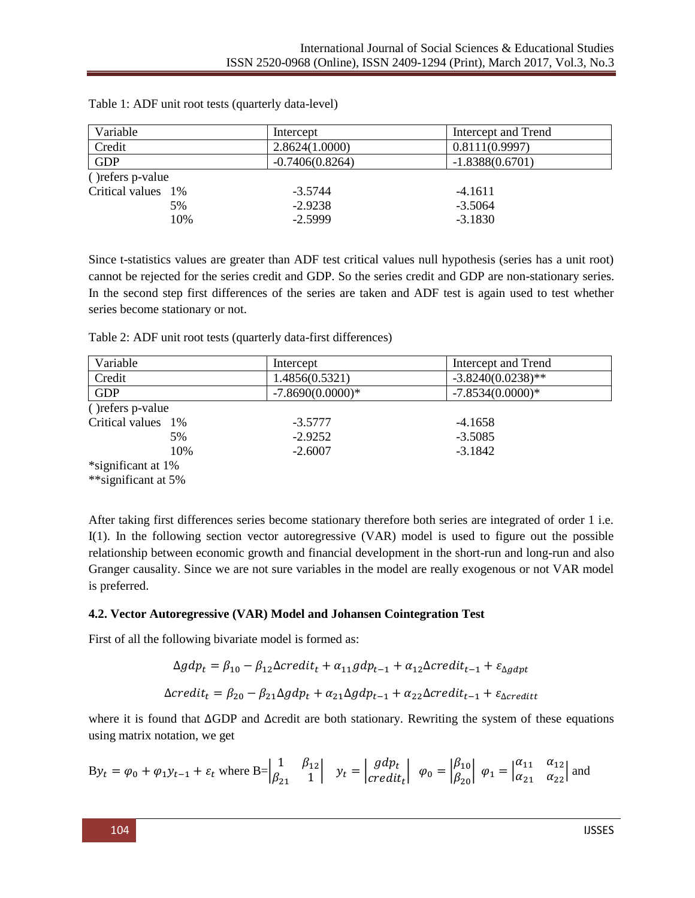Table 1: ADF unit root tests (quarterly data-level)

| Variable | Intercept | Intercept and Trend |
| --- | --- | --- |
| Credit | 2.8624(1.0000) | 0.8111(0.9997) |
| GDP | -0.7406(0.8264) | -1.8388(0.6701) |

( )refers p-value

| Critical values | Intercept | Intercept and Trend |
| --- | --- | --- |
| 1% | -3.5744 | -4.1611 |
| 5% | -2.9238 | -3.5064 |
| 10% | -2.5999 | -3.1830 |

Since t-statistics values are greater than ADF test critical values null hypothesis (series has a unit root) cannot be rejected for the series credit and GDP. So the series credit and GDP are non-stationary series. In the second step first differences of the series are taken and ADF test is again used to test whether series become stationary or not.

Table 2: ADF unit root tests (quarterly data-first differences)

| Variable | Intercept | Intercept and Trend |
| --- | --- | --- |
| Credit | 1.4856(0.5321) | -3.8240(0.0238)** |
| GDP | -7.8690(0.0000)* | -7.8534(0.0000)* |

( )refers p-value

| Critical values | Intercept | Intercept and Trend |
| --- | --- | --- |
| 1% | -3.5777 | -4.1658 |
| 5% | -2.9252 | -3.5085 |
| 10% | -2.6007 | -3.1842 |

*significant at 1%
**significant at 5%

After taking first differences series become stationary therefore both series are integrated of order 1 i.e. I(1). In the following section vector autoregressive (VAR) model is used to figure out the possible relationship between economic growth and financial development in the short-run and long-run and also Granger causality. Since we are not sure variables in the model are really exogenous or not VAR model is preferred.

#### 4.2. Vector Autoregressive (VAR) Model and Johansen Cointegration Test

First of all the following bivariate model is formed as:

$$\Delta gdp_t = \beta_{10} - \beta_{12}\Delta credit_t + \alpha_{11} gdp_{t-1} + \alpha_{12}\Delta credit_{t-1} + \varepsilon_{\Delta gdpt}$$

$$\Delta credit_t = \beta_{20} - \beta_{21}\Delta gdp_t + \alpha_{21}\Delta gdp_{t-1} + \alpha_{22}\Delta credit_{t-1} + \varepsilon_{\Delta creditt}$$

where it is found that ΔGDP and Δcredit are both stationary. Rewriting the system of these equations using matrix notation, we get

$By_t = \varphi_0 + \varphi_1 y_{t-1} + \varepsilon_t$ where $B=\begin{vmatrix} 1 & \beta_{12} \\ \beta_{21} & 1 \end{vmatrix}$ $y_t = \begin{vmatrix} gdp_t \\ credit_t \end{vmatrix}$ $\varphi_0 = \begin{vmatrix} \beta_{10} \\ \beta_{20} \end{vmatrix}$ $\varphi_1 = \begin{vmatrix} \alpha_{11} & \alpha_{12} \\ \alpha_{21} & \alpha_{22} \end{vmatrix}$ and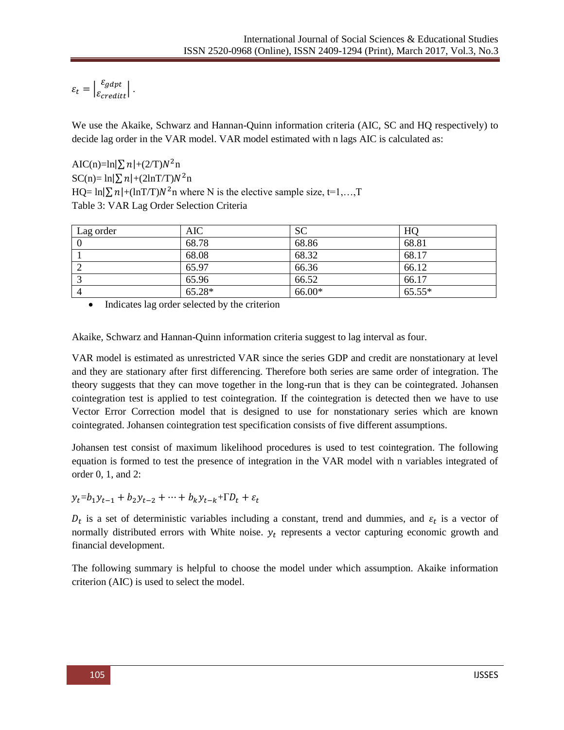$\varepsilon_t = \begin{vmatrix} \varepsilon_{gdpt} \\ \varepsilon_{creditt} \end{vmatrix}$.

We use the Akaike, Schwarz and Hannan-Quinn information criteria (AIC, SC and HQ respectively) to decide lag order in the VAR model. VAR model estimated with n lags AIC is calculated as:

AIC(n)=ln$|\sum n|$+(2/T)$N^2$n
SC(n)= ln$|\sum n|$+(2lnT/T)$N^2$n
HQ= ln$|\sum n|$+(lnT/T)$N^2$n where N is the elective sample size, t=1,…,T

Table 3: VAR Lag Order Selection Criteria

| Lag order | AIC | SC | HQ |
|---|---|---|---|
| 0 | 68.78 | 68.86 | 68.81 |
| 1 | 68.08 | 68.32 | 68.17 |
| 2 | 65.97 | 66.36 | 66.12 |
| 3 | 65.96 | 66.52 | 66.17 |
| 4 | 65.28* | 66.00* | 65.55* |

- Indicates lag order selected by the criterion

Akaike, Schwarz and Hannan-Quinn information criteria suggest to lag interval as four.

VAR model is estimated as unrestricted VAR since the series GDP and credit are nonstationary at level and they are stationary after first differencing. Therefore both series are same order of integration. The theory suggests that they can move together in the long-run that is they can be cointegrated. Johansen cointegration test is applied to test cointegration. If the cointegration is detected then we have to use Vector Error Correction model that is designed to use for nonstationary series which are known cointegrated. Johansen cointegration test specification consists of five different assumptions.

Johansen test consist of maximum likelihood procedures is used to test cointegration. The following equation is formed to test the presence of integration in the VAR model with n variables integrated of order 0, 1, and 2:

$$y_t = b_1 y_{t-1} + b_2 y_{t-2} + \cdots + b_k y_{t-k} + \Gamma D_t + \varepsilon_t$$

$D_t$ is a set of deterministic variables including a constant, trend and dummies, and $\varepsilon_t$ is a vector of normally distributed errors with White noise. $y_t$ represents a vector capturing economic growth and financial development.

The following summary is helpful to choose the model under which assumption. Akaike information criterion (AIC) is used to select the model.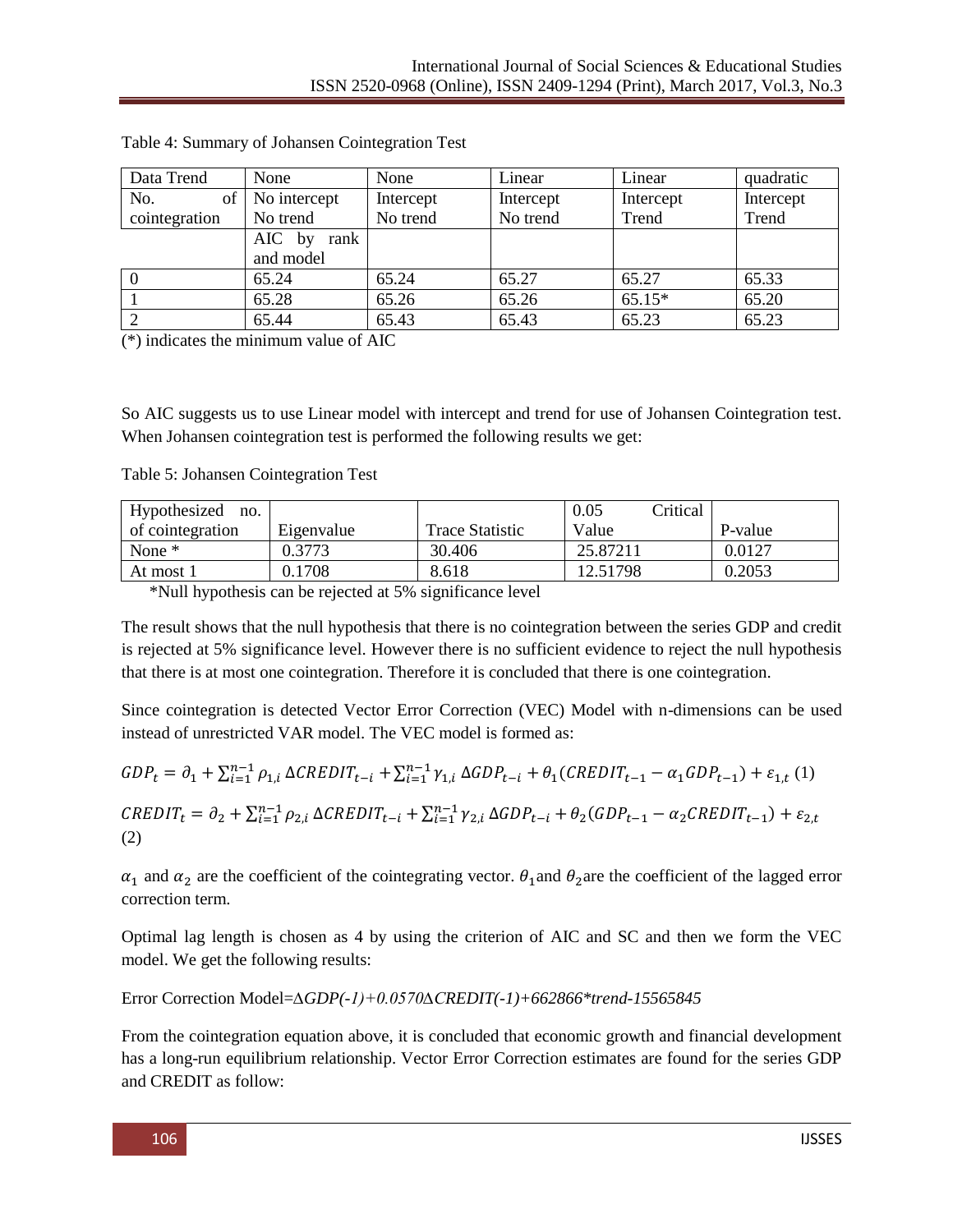Table 4: Summary of Johansen Cointegration Test

| Data Trend | None | None | Linear | Linear | quadratic |
|---|---|---|---|---|---|
| No. of cointegration | No intercept No trend | Intercept No trend | Intercept No trend | Intercept Trend | Intercept Trend |
| | AIC by rank and model | | | | |
| 0 | 65.24 | 65.24 | 65.27 | 65.27 | 65.33 |
| 1 | 65.28 | 65.26 | 65.26 | 65.15* | 65.20 |
| 2 | 65.44 | 65.43 | 65.43 | 65.23 | 65.23 |

(*) indicates the minimum value of AIC

So AIC suggests us to use Linear model with intercept and trend for use of Johansen Cointegration test. When Johansen cointegration test is performed the following results we get:

Table 5: Johansen Cointegration Test

| Hypothesized no. of cointegration | Eigenvalue | Trace Statistic | 0.05 Critical Value | P-value |
|---|---|---|---|---|
| None * | 0.3773 | 30.406 | 25.87211 | 0.0127 |
| At most 1 | 0.1708 | 8.618 | 12.51798 | 0.2053 |

*Null hypothesis can be rejected at 5% significance level

The result shows that the null hypothesis that there is no cointegration between the series GDP and credit is rejected at 5% significance level. However there is no sufficient evidence to reject the null hypothesis that there is at most one cointegration. Therefore it is concluded that there is one cointegration.

Since cointegration is detected Vector Error Correction (VEC) Model with n-dimensions can be used instead of unrestricted VAR model. The VEC model is formed as:

$$GDP_t = \partial_1 + \sum_{i=1}^{n-1} \rho_{1,i}\, \Delta CREDIT_{t-i} + \sum_{i=1}^{n-1} \gamma_{1,i}\, \Delta GDP_{t-i} + \theta_1 (CREDIT_{t-1} - \alpha_1 GDP_{t-1}) + \varepsilon_{1,t} \quad (1)$$

$$CREDIT_t = \partial_2 + \sum_{i=1}^{n-1} \rho_{2,i}\, \Delta CREDIT_{t-i} + \sum_{i=1}^{n-1} \gamma_{2,i}\, \Delta GDP_{t-i} + \theta_2 (GDP_{t-1} - \alpha_2 CREDIT_{t-1}) + \varepsilon_{2,t} \quad (2)$$

$\alpha_1$ and $\alpha_2$ are the coefficient of the cointegrating vector. $\theta_1$ and $\theta_2$ are the coefficient of the lagged error correction term.

Optimal lag length is chosen as 4 by using the criterion of AIC and SC and then we form the VEC model. We get the following results:

Error Correction Model=*ΔGDP(-1)+0.0570ΔCREDIT(-1)+662866\*trend-15565845*

From the cointegration equation above, it is concluded that economic growth and financial development has a long-run equilibrium relationship. Vector Error Correction estimates are found for the series GDP and CREDIT as follow: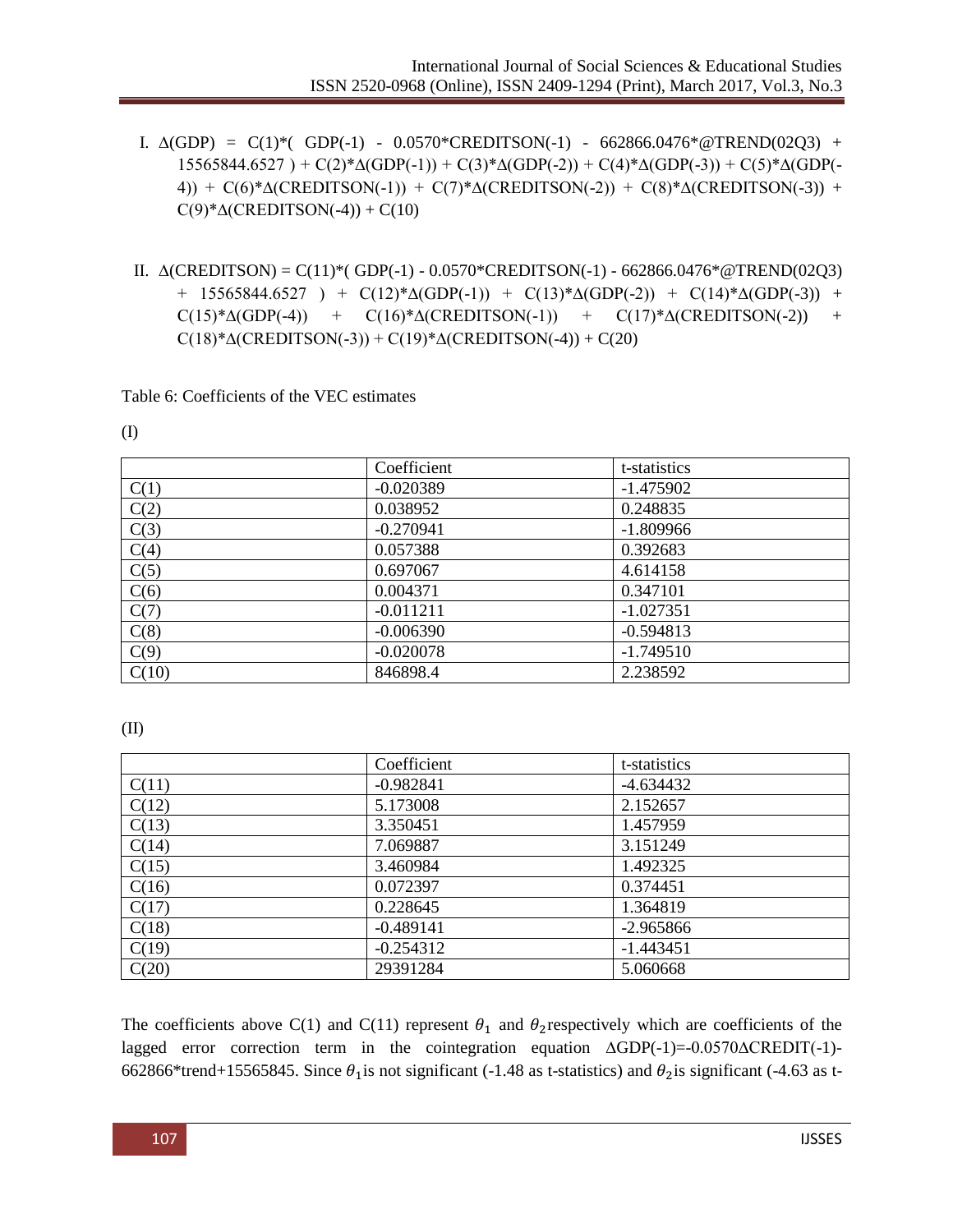I. $\Delta$(GDP) = C(1)*( GDP(-1) - 0.0570*CREDITSON(-1) - 662866.0476*@TREND(02Q3) + 15565844.6527 ) + C(2)*$\Delta$(GDP(-1)) + C(3)*$\Delta$(GDP(-2)) + C(4)*$\Delta$(GDP(-3)) + C(5)*$\Delta$(GDP(-4)) + C(6)*$\Delta$(CREDITSON(-1)) + C(7)*$\Delta$(CREDITSON(-2)) + C(8)*$\Delta$(CREDITSON(-3)) + C(9)*$\Delta$(CREDITSON(-4)) + C(10)

II. $\Delta$(CREDITSON) = C(11)*( GDP(-1) - 0.0570*CREDITSON(-1) - 662866.0476*@TREND(02Q3) + 15565844.6527 ) + C(12)*$\Delta$(GDP(-1)) + C(13)*$\Delta$(GDP(-2)) + C(14)*$\Delta$(GDP(-3)) + C(15)*$\Delta$(GDP(-4)) + C(16)*$\Delta$(CREDITSON(-1)) + C(17)*$\Delta$(CREDITSON(-2)) + C(18)*$\Delta$(CREDITSON(-3)) + C(19)*$\Delta$(CREDITSON(-4)) + C(20)

Table 6: Coefficients of the VEC estimates

(I)

| | Coefficient | t-statistics |
|---|---|---|
| C(1) | -0.020389 | -1.475902 |
| C(2) | 0.038952 | 0.248835 |
| C(3) | -0.270941 | -1.809966 |
| C(4) | 0.057388 | 0.392683 |
| C(5) | 0.697067 | 4.614158 |
| C(6) | 0.004371 | 0.347101 |
| C(7) | -0.011211 | -1.027351 |
| C(8) | -0.006390 | -0.594813 |
| C(9) | -0.020078 | -1.749510 |
| C(10) | 846898.4 | 2.238592 |

(II)

| | Coefficient | t-statistics |
|---|---|---|
| C(11) | -0.982841 | -4.634432 |
| C(12) | 5.173008 | 2.152657 |
| C(13) | 3.350451 | 1.457959 |
| C(14) | 7.069887 | 3.151249 |
| C(15) | 3.460984 | 1.492325 |
| C(16) | 0.072397 | 0.374451 |
| C(17) | 0.228645 | 1.364819 |
| C(18) | -0.489141 | -2.965866 |
| C(19) | -0.254312 | -1.443451 |
| C(20) | 29391284 | 5.060668 |

The coefficients above C(1) and C(11) represent $\theta_1$ and $\theta_2$ respectively which are coefficients of the lagged error correction term in the cointegration equation $\Delta$GDP(-1)=-0.0570$\Delta$CREDIT(-1)-662866*trend+15565845. Since $\theta_1$ is not significant (-1.48 as t-statistics) and $\theta_2$ is significant (-4.63 as t-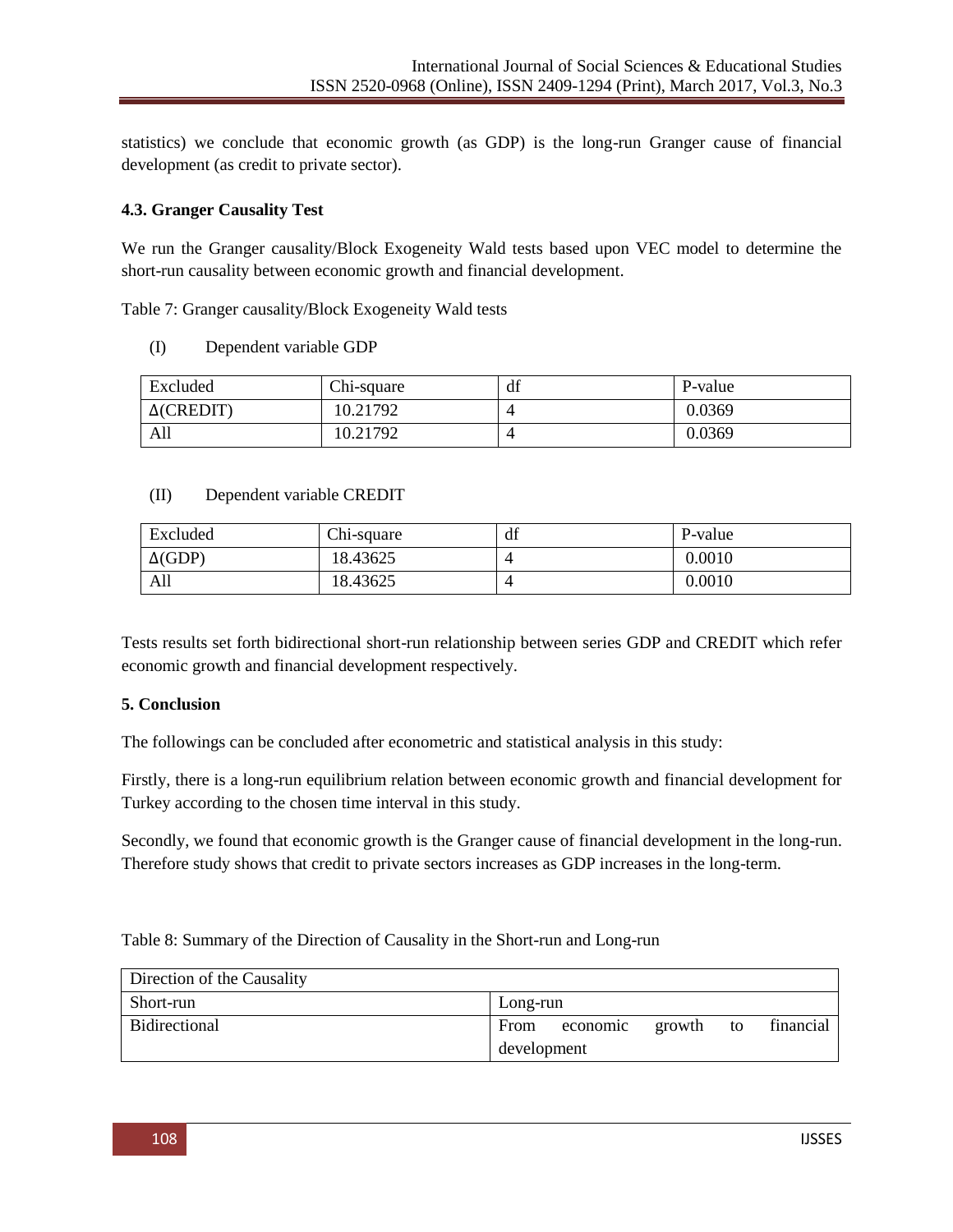statistics) we conclude that economic growth (as GDP) is the long-run Granger cause of financial development (as credit to private sector).

### 4.3. Granger Causality Test

We run the Granger causality/Block Exogeneity Wald tests based upon VEC model to determine the short-run causality between economic growth and financial development.

Table 7: Granger causality/Block Exogeneity Wald tests

(I) Dependent variable GDP

| Excluded | Chi-square | df | P-value |
| --- | --- | --- | --- |
| Δ(CREDIT) | 10.21792 | 4 | 0.0369 |
| All | 10.21792 | 4 | 0.0369 |

(II) Dependent variable CREDIT

| Excluded | Chi-square | df | P-value |
| --- | --- | --- | --- |
| Δ(GDP) | 18.43625 | 4 | 0.0010 |
| All | 18.43625 | 4 | 0.0010 |

Tests results set forth bidirectional short-run relationship between series GDP and CREDIT which refer economic growth and financial development respectively.

## 5. Conclusion

The followings can be concluded after econometric and statistical analysis in this study:

Firstly, there is a long-run equilibrium relation between economic growth and financial development for Turkey according to the chosen time interval in this study.

Secondly, we found that economic growth is the Granger cause of financial development in the long-run. Therefore study shows that credit to private sectors increases as GDP increases in the long-term.

Table 8: Summary of the Direction of Causality in the Short-run and Long-run

| Direction of the Causality | |
| --- | --- |
| Short-run | Long-run |
| Bidirectional | From economic growth to financial development |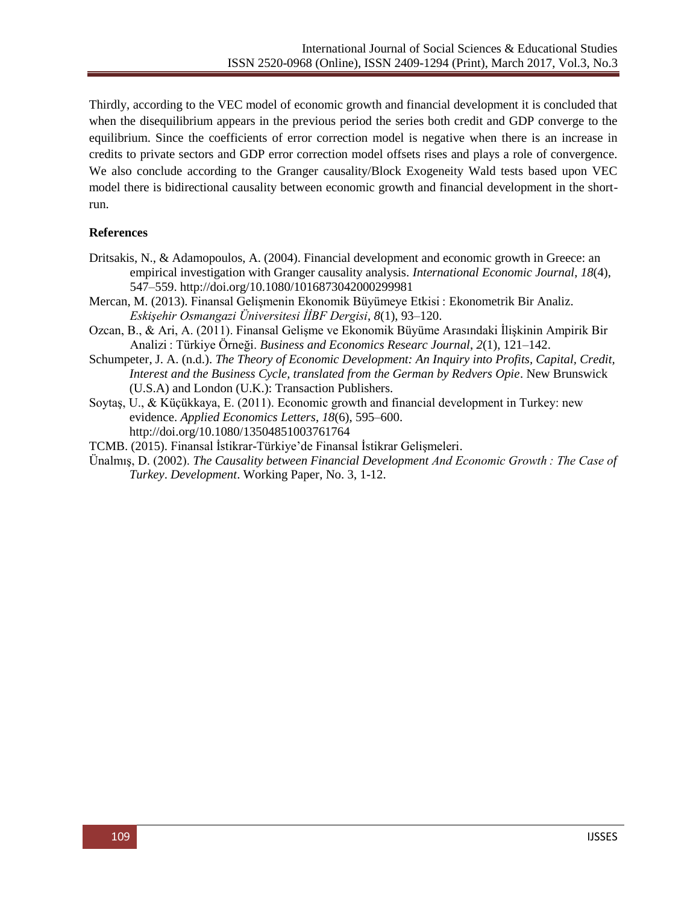Thirdly, according to the VEC model of economic growth and financial development it is concluded that when the disequilibrium appears in the previous period the series both credit and GDP converge to the equilibrium. Since the coefficients of error correction model is negative when there is an increase in credits to private sectors and GDP error correction model offsets rises and plays a role of convergence. We also conclude according to the Granger causality/Block Exogeneity Wald tests based upon VEC model there is bidirectional causality between economic growth and financial development in the short-run.

## References

Dritsakis, N., & Adamopoulos, A. (2004). Financial development and economic growth in Greece: an empirical investigation with Granger causality analysis. *International Economic Journal*, *18*(4), 547–559. http://doi.org/10.1080/1016873042000299981

Mercan, M. (2013). Finansal Gelişmenin Ekonomik Büyümeye Etkisi : Ekonometrik Bir Analiz. *Eskişehir Osmangazi Üniversitesi İİBF Dergisi*, *8*(1), 93–120.

Ozcan, B., & Ari, A. (2011). Finansal Gelişme ve Ekonomik Büyüme Arasındaki İlişkinin Ampirik Bir Analizi : Türkiye Örneği. *Business and Economics Researc Journal*, *2*(1), 121–142.

Schumpeter, J. A. (n.d.). *The Theory of Economic Development: An Inquiry into Profits, Capital, Credit, Interest and the Business Cycle, translated from the German by Redvers Opie*. New Brunswick (U.S.A) and London (U.K.): Transaction Publishers.

Soytaş, U., & Küçükkaya, E. (2011). Economic growth and financial development in Turkey: new evidence. *Applied Economics Letters*, *18*(6), 595–600. http://doi.org/10.1080/13504851003761764

TCMB. (2015). Finansal İstikrar-Türkiye'de Finansal İstikrar Gelişmeleri.

Ünalmış, D. (2002). *The Causality between Financial Development And Economic Growth : The Case of Turkey*. *Development*. Working Paper, No. 3, 1-12.